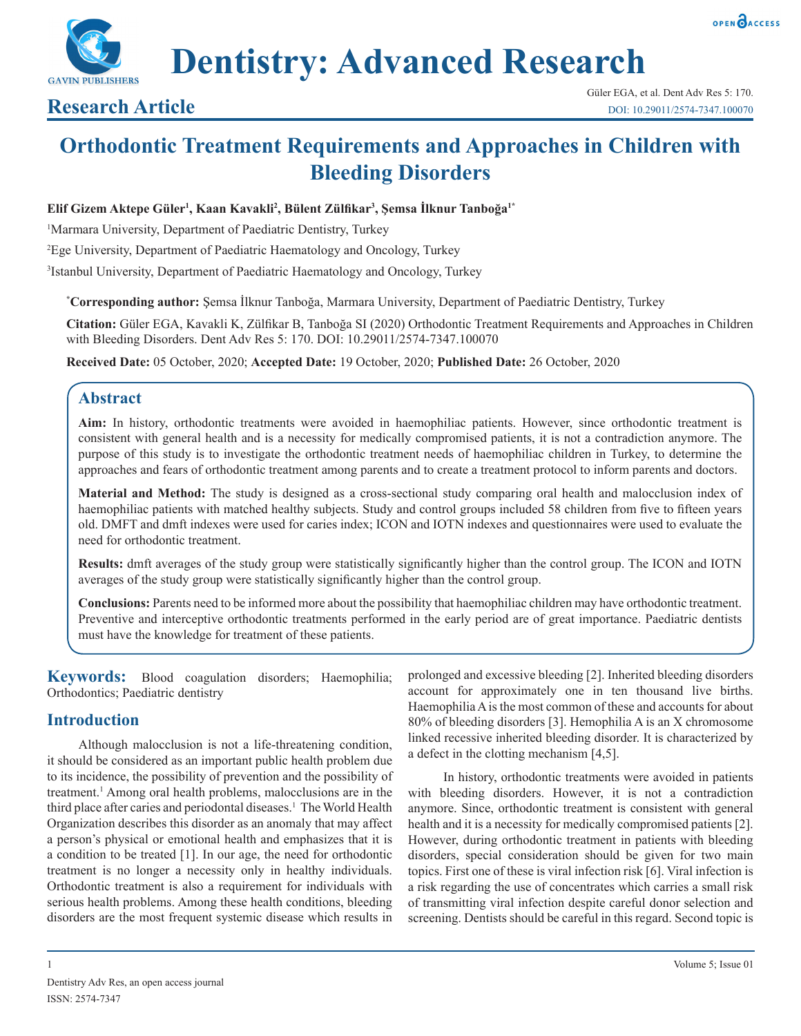Research Article

# Orthodontic Treatment Requirements and Approaches in Children with Bleeding Disorders

**Elif Gizem Aktepe Güler[1], Kaan Kavakli[2], Bülent Zülfikar[3], Şemsa İlknur Tanboğa[1*]**

[1]Marmara University, Department of Paediatric Dentistry, Turkey

[2]Ege University, Department of Paediatric Haematology and Oncology, Turkey

[3]Istanbul University, Department of Paediatric Haematology and Oncology, Turkey

[*]**Corresponding author:** Şemsa İlknur Tanboğa, Marmara University, Department of Paediatric Dentistry, Turkey

**Citation:** Güler EGA, Kavakli K, Zülfikar B, Tanboğa SI (2020) Orthodontic Treatment Requirements and Approaches in Children with Bleeding Disorders. Dent Adv Res 5: 170. DOI: 10.29011/2574-7347.100070

**Received Date:** 05 October, 2020; **Accepted Date:** 19 October, 2020; **Published Date:** 26 October, 2020

## Abstract

**Aim:** In history, orthodontic treatments were avoided in haemophiliac patients. However, since orthodontic treatment is consistent with general health and is a necessity for medically compromised patients, it is not a contradiction anymore. The purpose of this study is to investigate the orthodontic treatment needs of haemophiliac children in Turkey, to determine the approaches and fears of orthodontic treatment among parents and to create a treatment protocol to inform parents and doctors.

**Material and Method:** The study is designed as a cross-sectional study comparing oral health and malocclusion index of haemophiliac patients with matched healthy subjects. Study and control groups included 58 children from five to fifteen years old. DMFT and dmft indexes were used for caries index; ICON and IOTN indexes and questionnaires were used to evaluate the need for orthodontic treatment.

**Results:** dmft averages of the study group were statistically significantly higher than the control group. The ICON and IOTN averages of the study group were statistically significantly higher than the control group.

**Conclusions:** Parents need to be informed more about the possibility that haemophiliac children may have orthodontic treatment. Preventive and interceptive orthodontic treatments performed in the early period are of great importance. Paediatric dentists must have the knowledge for treatment of these patients.

**Keywords:** Blood coagulation disorders; Haemophilia; Orthodontics; Paediatric dentistry

## Introduction

Although malocclusion is not a life-threatening condition, it should be considered as an important public health problem due to its incidence, the possibility of prevention and the possibility of treatment.[1] Among oral health problems, malocclusions are in the third place after caries and periodontal diseases.[1] The World Health Organization describes this disorder as an anomaly that may affect a person's physical or emotional health and emphasizes that it is a condition to be treated [1]. In our age, the need for orthodontic treatment is no longer a necessity only in healthy individuals. Orthodontic treatment is also a requirement for individuals with serious health problems. Among these health conditions, bleeding disorders are the most frequent systemic disease which results in prolonged and excessive bleeding [2]. Inherited bleeding disorders account for approximately one in ten thousand live births. Haemophilia A is the most common of these and accounts for about 80% of bleeding disorders [3]. Hemophilia A is an X chromosome linked recessive inherited bleeding disorder. It is characterized by a defect in the clotting mechanism [4,5].

In history, orthodontic treatments were avoided in patients with bleeding disorders. However, it is not a contradiction anymore. Since, orthodontic treatment is consistent with general health and it is a necessity for medically compromised patients [2]. However, during orthodontic treatment in patients with bleeding disorders, special consideration should be given for two main topics. First one of these is viral infection risk [6]. Viral infection is a risk regarding the use of concentrates which carries a small risk of transmitting viral infection despite careful donor selection and screening. Dentists should be careful in this regard. Second topic is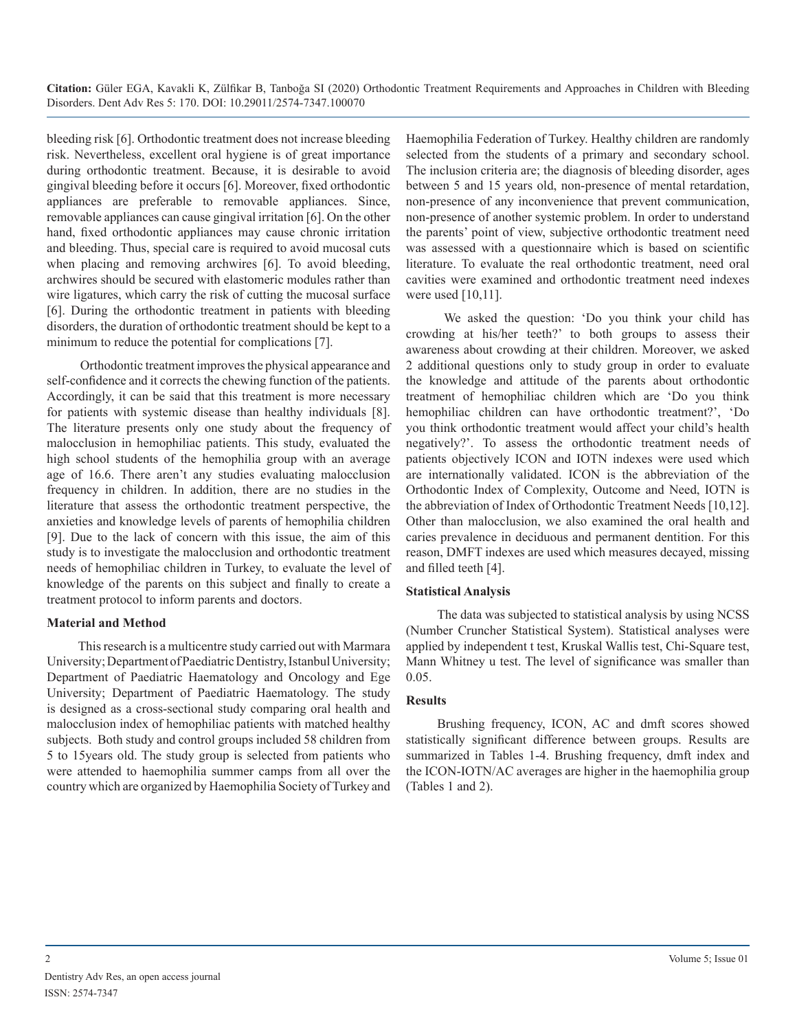bleeding risk [6]. Orthodontic treatment does not increase bleeding risk. Nevertheless, excellent oral hygiene is of great importance during orthodontic treatment. Because, it is desirable to avoid gingival bleeding before it occurs [6]. Moreover, fixed orthodontic appliances are preferable to removable appliances. Since, removable appliances can cause gingival irritation [6]. On the other hand, fixed orthodontic appliances may cause chronic irritation and bleeding. Thus, special care is required to avoid mucosal cuts when placing and removing archwires [6]. To avoid bleeding, archwires should be secured with elastomeric modules rather than wire ligatures, which carry the risk of cutting the mucosal surface [6]. During the orthodontic treatment in patients with bleeding disorders, the duration of orthodontic treatment should be kept to a minimum to reduce the potential for complications [7].

Orthodontic treatment improves the physical appearance and self-confidence and it corrects the chewing function of the patients. Accordingly, it can be said that this treatment is more necessary for patients with systemic disease than healthy individuals [8]. The literature presents only one study about the frequency of malocclusion in hemophiliac patients. This study, evaluated the high school students of the hemophilia group with an average age of 16.6. There aren't any studies evaluating malocclusion frequency in children. In addition, there are no studies in the literature that assess the orthodontic treatment perspective, the anxieties and knowledge levels of parents of hemophilia children [9]. Due to the lack of concern with this issue, the aim of this study is to investigate the malocclusion and orthodontic treatment needs of hemophiliac children in Turkey, to evaluate the level of knowledge of the parents on this subject and finally to create a treatment protocol to inform parents and doctors.

## Material and Method

This research is a multicentre study carried out with Marmara University; Department of Paediatric Dentistry, Istanbul University; Department of Paediatric Haematology and Oncology and Ege University; Department of Paediatric Haematology. The study is designed as a cross-sectional study comparing oral health and malocclusion index of hemophiliac patients with matched healthy subjects. Both study and control groups included 58 children from 5 to 15years old. The study group is selected from patients who were attended to haemophilia summer camps from all over the country which are organized by Haemophilia Society of Turkey and Haemophilia Federation of Turkey. Healthy children are randomly selected from the students of a primary and secondary school. The inclusion criteria are; the diagnosis of bleeding disorder, ages between 5 and 15 years old, non-presence of mental retardation, non-presence of any inconvenience that prevent communication, non-presence of another systemic problem. In order to understand the parents' point of view, subjective orthodontic treatment need was assessed with a questionnaire which is based on scientific literature. To evaluate the real orthodontic treatment, need oral cavities were examined and orthodontic treatment need indexes were used [10,11].

We asked the question: 'Do you think your child has crowding at his/her teeth?' to both groups to assess their awareness about crowding at their children. Moreover, we asked 2 additional questions only to study group in order to evaluate the knowledge and attitude of the parents about orthodontic treatment of hemophiliac children which are 'Do you think hemophiliac children can have orthodontic treatment?', 'Do you think orthodontic treatment would affect your child's health negatively?'. To assess the orthodontic treatment needs of patients objectively ICON and IOTN indexes were used which are internationally validated. ICON is the abbreviation of the Orthodontic Index of Complexity, Outcome and Need, IOTN is the abbreviation of Index of Orthodontic Treatment Needs [10,12]. Other than malocclusion, we also examined the oral health and caries prevalence in deciduous and permanent dentition. For this reason, DMFT indexes are used which measures decayed, missing and filled teeth [4].

### Statistical Analysis

The data was subjected to statistical analysis by using NCSS (Number Cruncher Statistical System). Statistical analyses were applied by independent t test, Kruskal Wallis test, Chi-Square test, Mann Whitney u test. The level of significance was smaller than 0.05.

## Results

Brushing frequency, ICON, AC and dmft scores showed statistically significant difference between groups. Results are summarized in Tables 1-4. Brushing frequency, dmft index and the ICON-IOTN/AC averages are higher in the haemophilia group (Tables 1 and 2).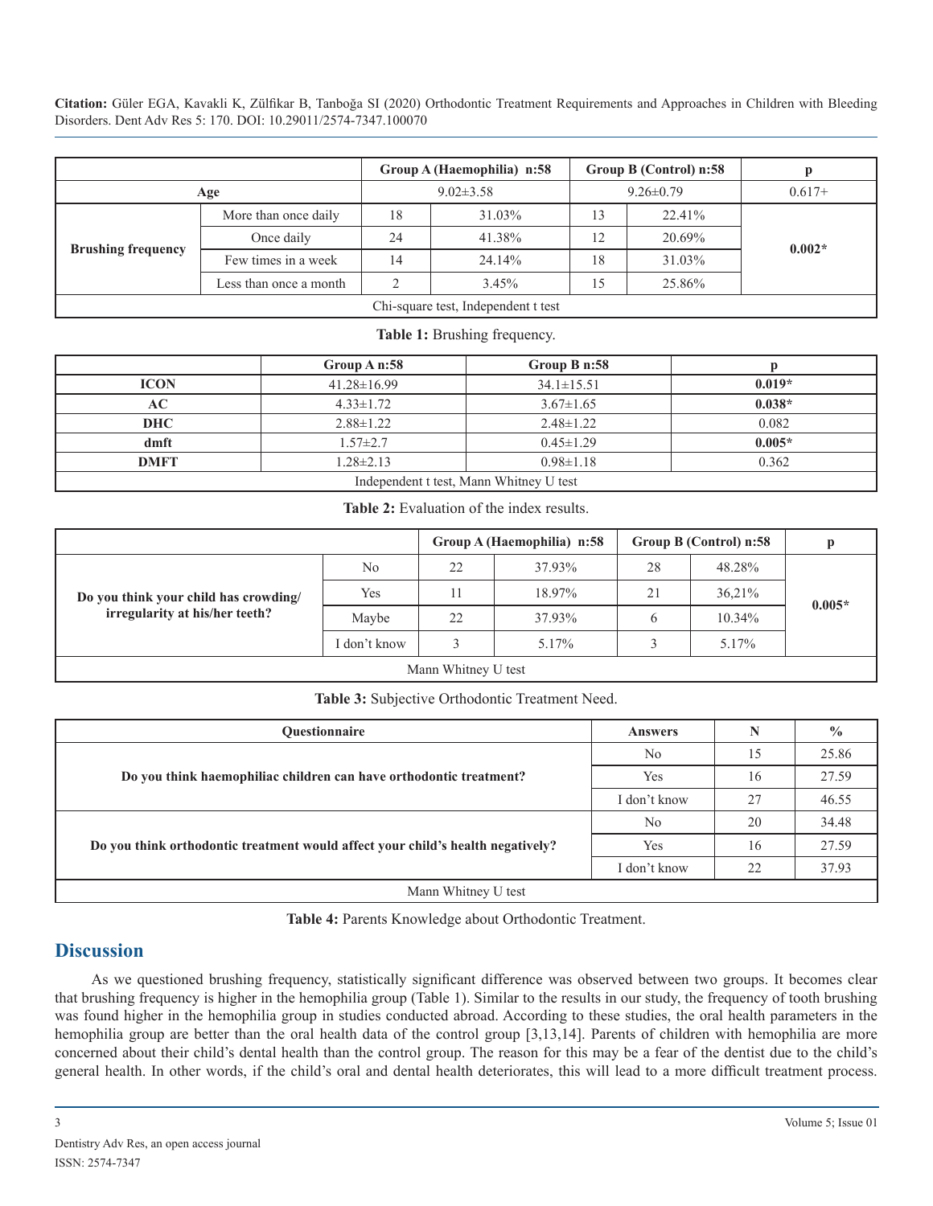| | | Group A (Haemophilia) n:58 | | Group B (Control) n:58 | | p |
|---|---|---|---|---|---|---|
| Age | | 9.02±3.58 | | 9.26±0.79 | | 0.617+ |
| Brushing frequency | More than once daily | 18 | 31.03% | 13 | 22.41% | **0.002*** |
| | Once daily | 24 | 41.38% | 12 | 20.69% | |
| | Few times in a week | 14 | 24.14% | 18 | 31.03% | |
| | Less than once a month | 2 | 3.45% | 15 | 25.86% | |
| Chi-square test, Independent t test | | | | | | |

**Table 1:** Brushing frequency.

| | Group A n:58 | Group B n:58 | p |
|---|---|---|---|
| **ICON** | 41.28±16.99 | 34.1±15.51 | **0.019*** |
| **AC** | 4.33±1.72 | 3.67±1.65 | **0.038*** |
| **DHC** | 2.88±1.22 | 2.48±1.22 | 0.082 |
| **dmft** | 1.57±2.7 | 0.45±1.29 | **0.005*** |
| **DMFT** | 1.28±2.13 | 0.98±1.18 | 0.362 |
| Independent t test, Mann Whitney U test | | | |

**Table 2:** Evaluation of the index results.

| | | Group A (Haemophilia) n:58 | | Group B (Control) n:58 | | p |
|---|---|---|---|---|---|---|
| **Do you think your child has crowding/ irregularity at his/her teeth?** | No | 22 | 37.93% | 28 | 48.28% | **0.005*** |
| | Yes | 11 | 18.97% | 21 | 36,21% | |
| | Maybe | 22 | 37.93% | 6 | 10.34% | |
| | I don't know | 3 | 5.17% | 3 | 5.17% | |
| Mann Whitney U test | | | | | | |

**Table 3:** Subjective Orthodontic Treatment Need.

| Questionnaire | Answers | N | % |
|---|---|---|---|
| **Do you think haemophiliac children can have orthodontic treatment?** | No | 15 | 25.86 |
| | Yes | 16 | 27.59 |
| | I don't know | 27 | 46.55 |
| **Do you think orthodontic treatment would affect your child's health negatively?** | No | 20 | 34.48 |
| | Yes | 16 | 27.59 |
| | I don't know | 22 | 37.93 |
| Mann Whitney U test | | | |

**Table 4:** Parents Knowledge about Orthodontic Treatment.

## Discussion

As we questioned brushing frequency, statistically significant difference was observed between two groups. It becomes clear that brushing frequency is higher in the hemophilia group (Table 1). Similar to the results in our study, the frequency of tooth brushing was found higher in the hemophilia group in studies conducted abroad. According to these studies, the oral health parameters in the hemophilia group are better than the oral health data of the control group [3,13,14]. Parents of children with hemophilia are more concerned about their child's dental health than the control group. The reason for this may be a fear of the dentist due to the child's general health. In other words, if the child's oral and dental health deteriorates, this will lead to a more difficult treatment process.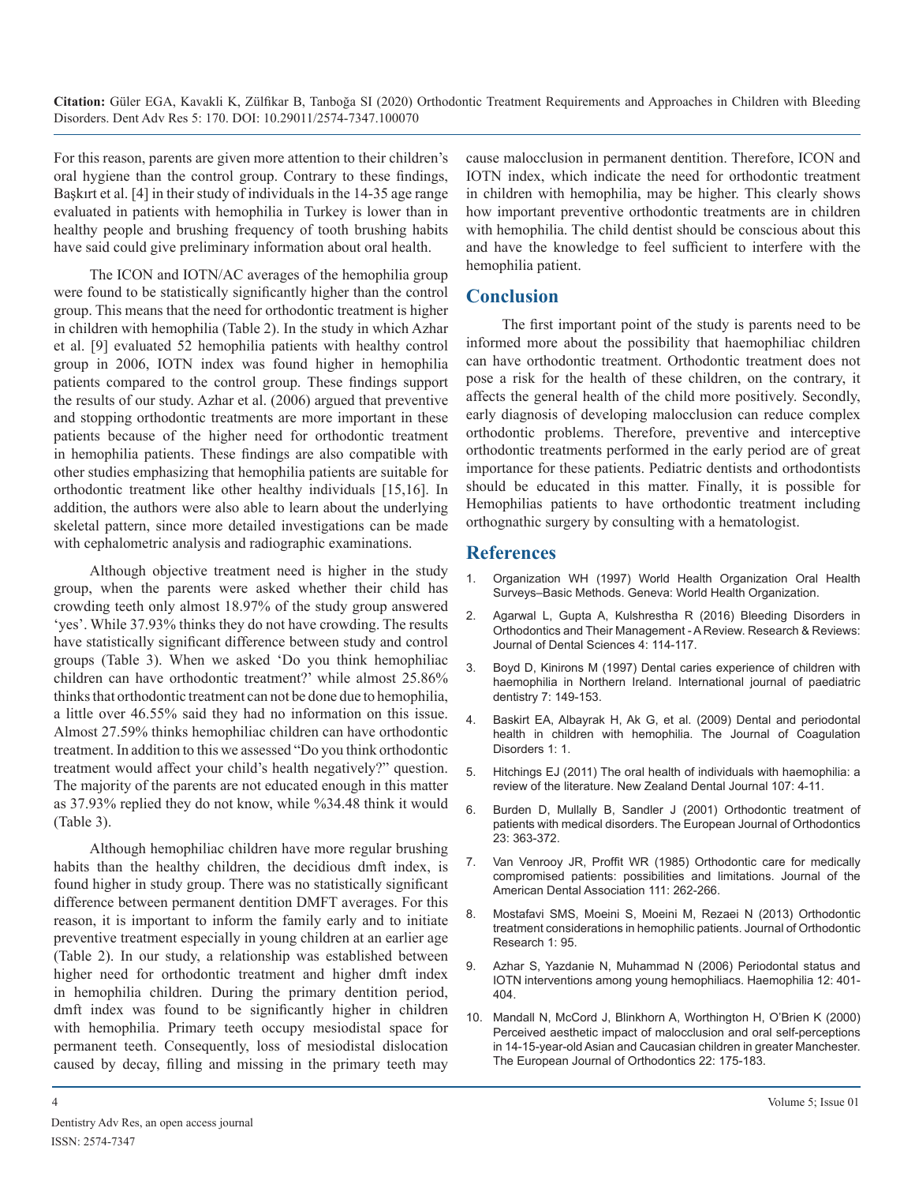For this reason, parents are given more attention to their children's oral hygiene than the control group. Contrary to these findings, Başkırt et al. [4] in their study of individuals in the 14-35 age range evaluated in patients with hemophilia in Turkey is lower than in healthy people and brushing frequency of tooth brushing habits have said could give preliminary information about oral health.

The ICON and IOTN/AC averages of the hemophilia group were found to be statistically significantly higher than the control group. This means that the need for orthodontic treatment is higher in children with hemophilia (Table 2). In the study in which Azhar et al. [9] evaluated 52 hemophilia patients with healthy control group in 2006, IOTN index was found higher in hemophilia patients compared to the control group. These findings support the results of our study. Azhar et al. (2006) argued that preventive and stopping orthodontic treatments are more important in these patients because of the higher need for orthodontic treatment in hemophilia patients. These findings are also compatible with other studies emphasizing that hemophilia patients are suitable for orthodontic treatment like other healthy individuals [15,16]. In addition, the authors were also able to learn about the underlying skeletal pattern, since more detailed investigations can be made with cephalometric analysis and radiographic examinations.

Although objective treatment need is higher in the study group, when the parents were asked whether their child has crowding teeth only almost 18.97% of the study group answered 'yes'. While 37.93% thinks they do not have crowding. The results have statistically significant difference between study and control groups (Table 3). When we asked 'Do you think hemophiliac children can have orthodontic treatment?' while almost 25.86% thinks that orthodontic treatment can not be done due to hemophilia, a little over 46.55% said they had no information on this issue. Almost 27.59% thinks hemophiliac children can have orthodontic treatment. In addition to this we assessed "Do you think orthodontic treatment would affect your child's health negatively?" question. The majority of the parents are not educated enough in this matter as 37.93% replied they do not know, while %34.48 think it would (Table 3).

Although hemophiliac children have more regular brushing habits than the healthy children, the decidious dmft index, is found higher in study group. There was no statistically significant difference between permanent dentition DMFT averages. For this reason, it is important to inform the family early and to initiate preventive treatment especially in young children at an earlier age (Table 2). In our study, a relationship was established between higher need for orthodontic treatment and higher dmft index in hemophilia children. During the primary dentition period, dmft index was found to be significantly higher in children with hemophilia. Primary teeth occupy mesiodistal space for permanent teeth. Consequently, loss of mesiodistal dislocation caused by decay, filling and missing in the primary teeth may cause malocclusion in permanent dentition. Therefore, ICON and IOTN index, which indicate the need for orthodontic treatment in children with hemophilia, may be higher. This clearly shows how important preventive orthodontic treatments are in children with hemophilia. The child dentist should be conscious about this and have the knowledge to feel sufficient to interfere with the hemophilia patient.

## Conclusion

The first important point of the study is parents need to be informed more about the possibility that haemophiliac children can have orthodontic treatment. Orthodontic treatment does not pose a risk for the health of these children, on the contrary, it affects the general health of the child more positively. Secondly, early diagnosis of developing malocclusion can reduce complex orthodontic problems. Therefore, preventive and interceptive orthodontic treatments performed in the early period are of great importance for these patients. Pediatric dentists and orthodontists should be educated in this matter. Finally, it is possible for Hemophilias patients to have orthodontic treatment including orthognathic surgery by consulting with a hematologist.

## References

1. Organization WH (1997) World Health Organization Oral Health Surveys–Basic Methods. Geneva: World Health Organization.
2. Agarwal L, Gupta A, Kulshrestha R (2016) Bleeding Disorders in Orthodontics and Their Management - A Review. Research & Reviews: Journal of Dental Sciences 4: 114-117.
3. Boyd D, Kinirons M (1997) Dental caries experience of children with haemophilia in Northern Ireland. International journal of paediatric dentistry 7: 149-153.
4. Baskirt EA, Albayrak H, Ak G, et al. (2009) Dental and periodontal health in children with hemophilia. The Journal of Coagulation Disorders 1: 1.
5. Hitchings EJ (2011) The oral health of individuals with haemophilia: a review of the literature. New Zealand Dental Journal 107: 4-11.
6. Burden D, Mullally B, Sandler J (2001) Orthodontic treatment of patients with medical disorders. The European Journal of Orthodontics 23: 363-372.
7. Van Venrooy JR, Proffit WR (1985) Orthodontic care for medically compromised patients: possibilities and limitations. Journal of the American Dental Association 111: 262-266.
8. Mostafavi SMS, Moeini S, Moeini M, Rezaei N (2013) Orthodontic treatment considerations in hemophilic patients. Journal of Orthodontic Research 1: 95.
9. Azhar S, Yazdanie N, Muhammad N (2006) Periodontal status and IOTN interventions among young hemophiliacs. Haemophilia 12: 401-404.
10. Mandall N, McCord J, Blinkhorn A, Worthington H, O'Brien K (2000) Perceived aesthetic impact of malocclusion and oral self-perceptions in 14-15-year-old Asian and Caucasian children in greater Manchester. The European Journal of Orthodontics 22: 175-183.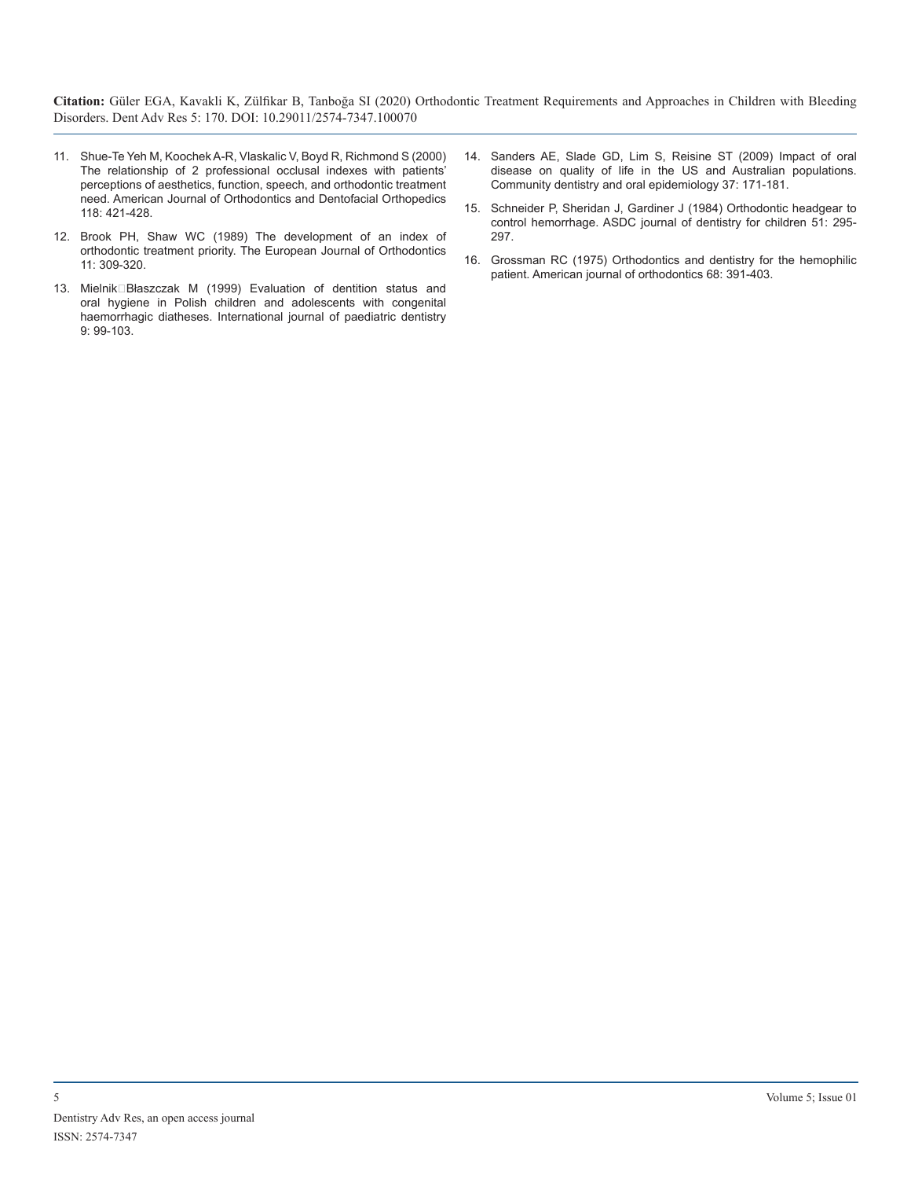11. Shue-Te Yeh M, Koochek A-R, Vlaskalic V, Boyd R, Richmond S (2000) The relationship of 2 professional occlusal indexes with patients' perceptions of aesthetics, function, speech, and orthodontic treatment need. American Journal of Orthodontics and Dentofacial Orthopedics 118: 421-428.
12. Brook PH, Shaw WC (1989) The development of an index of orthodontic treatment priority. The European Journal of Orthodontics 11: 309-320.
13. Mielnik□Błaszczak M (1999) Evaluation of dentition status and oral hygiene in Polish children and adolescents with congenital haemorrhagic diatheses. International journal of paediatric dentistry 9: 99-103.
14. Sanders AE, Slade GD, Lim S, Reisine ST (2009) Impact of oral disease on quality of life in the US and Australian populations. Community dentistry and oral epidemiology 37: 171-181.
15. Schneider P, Sheridan J, Gardiner J (1984) Orthodontic headgear to control hemorrhage. ASDC journal of dentistry for children 51: 295-297.
16. Grossman RC (1975) Orthodontics and dentistry for the hemophilic patient. American journal of orthodontics 68: 391-403.